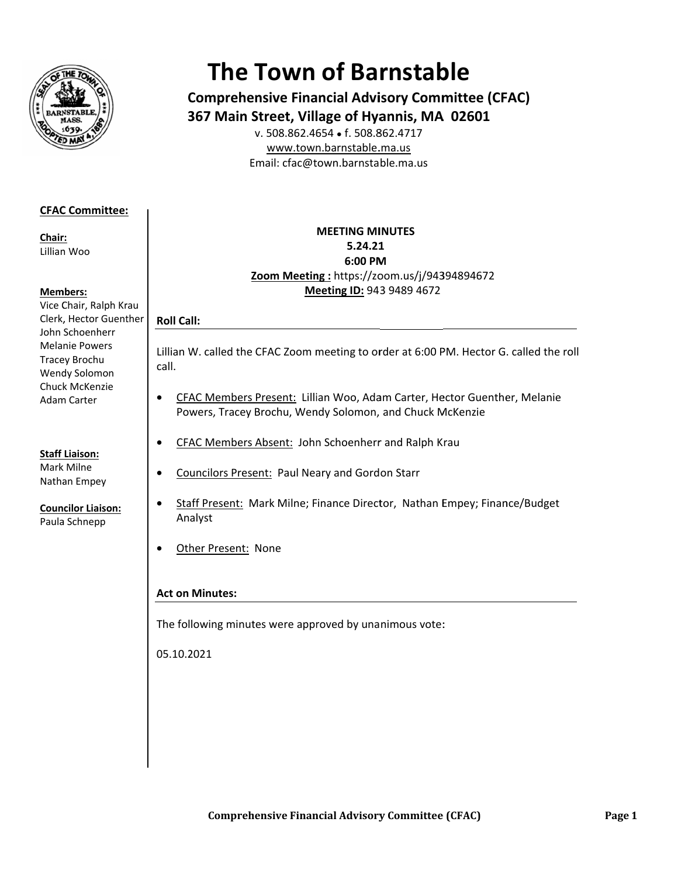# The Town of Barnstable

**Comprehensive Financial Advisory Committee (CFAC)**
**367 Main Street, Village of Hyannis, MA 02601**
v. 508.862.4654 • f. 508.862.4717
www.town.barnstable.ma.us
Email: cfac@town.barnstable.ma.us

**CFAC Committee:**

**Chair:**
Lillian Woo

**Members:**
Vice Chair, Ralph Krau
Clerk, Hector Guenther
John Schoenherr
Melanie Powers
Tracey Brochu
Wendy Solomon
Chuck McKenzie
Adam Carter

**Staff Liaison:**
Mark Milne
Nathan Empey

**Councilor Liaison:**
Paula Schnepp

**MEETING MINUTES**
**5.24.21**
**6:00 PM**
**Zoom Meeting :** https://zoom.us/j/94394894672
**Meeting ID:** 943 9489 4672

## Roll Call:

Lillian W. called the CFAC Zoom meeting to order at 6:00 PM. Hector G. called the roll call.

- CFAC Members Present: Lillian Woo, Adam Carter, Hector Guenther, Melanie Powers, Tracey Brochu, Wendy Solomon, and Chuck McKenzie
- CFAC Members Absent: John Schoenherr and Ralph Krau
- Councilors Present: Paul Neary and Gordon Starr
- Staff Present: Mark Milne; Finance Director, Nathan Empey; Finance/Budget Analyst
- Other Present: None

## Act on Minutes:

The following minutes were approved by unanimous vote:

05.10.2021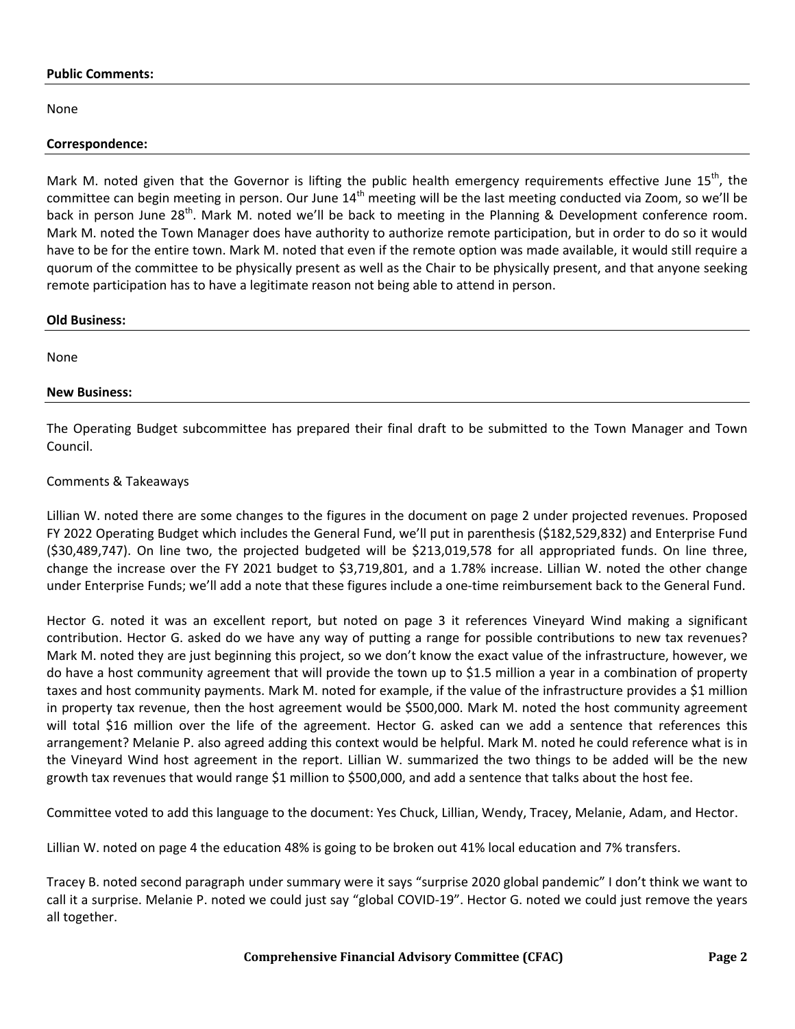**Public Comments:**

None

**Correspondence:**

Mark M. noted given that the Governor is lifting the public health emergency requirements effective June 15th, the committee can begin meeting in person. Our June 14th meeting will be the last meeting conducted via Zoom, so we'll be back in person June 28th. Mark M. noted we'll be back to meeting in the Planning & Development conference room. Mark M. noted the Town Manager does have authority to authorize remote participation, but in order to do so it would have to be for the entire town. Mark M. noted that even if the remote option was made available, it would still require a quorum of the committee to be physically present as well as the Chair to be physically present, and that anyone seeking remote participation has to have a legitimate reason not being able to attend in person.

**Old Business:**

None

**New Business:**

The Operating Budget subcommittee has prepared their final draft to be submitted to the Town Manager and Town Council.

Comments & Takeaways

Lillian W. noted there are some changes to the figures in the document on page 2 under projected revenues. Proposed FY 2022 Operating Budget which includes the General Fund, we'll put in parenthesis ($182,529,832) and Enterprise Fund ($30,489,747). On line two, the projected budgeted will be $213,019,578 for all appropriated funds. On line three, change the increase over the FY 2021 budget to $3,719,801, and a 1.78% increase. Lillian W. noted the other change under Enterprise Funds; we'll add a note that these figures include a one-time reimbursement back to the General Fund.

Hector G. noted it was an excellent report, but noted on page 3 it references Vineyard Wind making a significant contribution. Hector G. asked do we have any way of putting a range for possible contributions to new tax revenues? Mark M. noted they are just beginning this project, so we don't know the exact value of the infrastructure, however, we do have a host community agreement that will provide the town up to $1.5 million a year in a combination of property taxes and host community payments. Mark M. noted for example, if the value of the infrastructure provides a $1 million in property tax revenue, then the host agreement would be $500,000. Mark M. noted the host community agreement will total $16 million over the life of the agreement. Hector G. asked can we add a sentence that references this arrangement? Melanie P. also agreed adding this context would be helpful. Mark M. noted he could reference what is in the Vineyard Wind host agreement in the report. Lillian W. summarized the two things to be added will be the new growth tax revenues that would range $1 million to $500,000, and add a sentence that talks about the host fee.

Committee voted to add this language to the document: Yes Chuck, Lillian, Wendy, Tracey, Melanie, Adam, and Hector.

Lillian W. noted on page 4 the education 48% is going to be broken out 41% local education and 7% transfers.

Tracey B. noted second paragraph under summary were it says "surprise 2020 global pandemic" I don't think we want to call it a surprise. Melanie P. noted we could just say "global COVID-19". Hector G. noted we could just remove the years all together.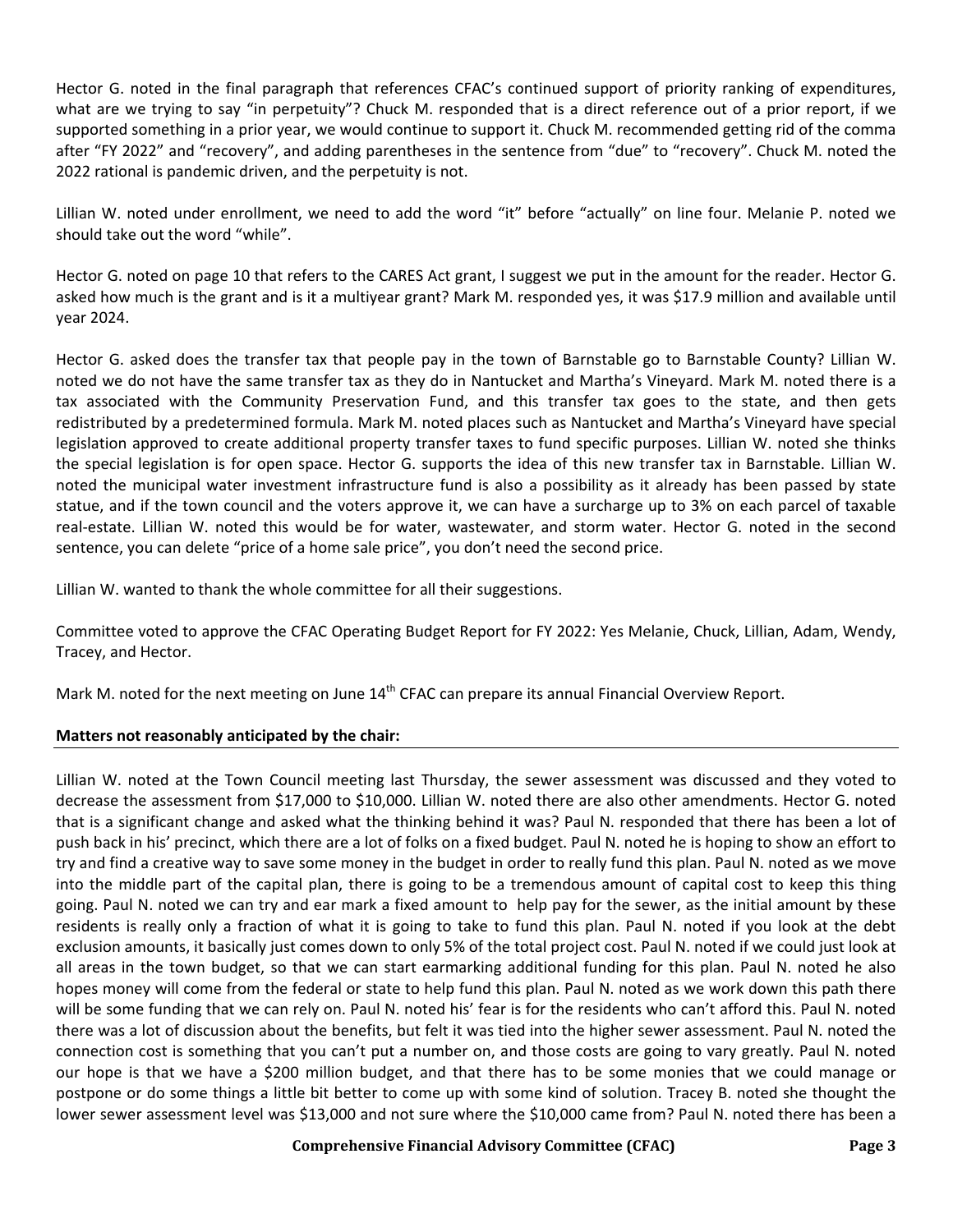Hector G. noted in the final paragraph that references CFAC's continued support of priority ranking of expenditures, what are we trying to say "in perpetuity"? Chuck M. responded that is a direct reference out of a prior report, if we supported something in a prior year, we would continue to support it. Chuck M. recommended getting rid of the comma after "FY 2022" and "recovery", and adding parentheses in the sentence from "due" to "recovery". Chuck M. noted the 2022 rational is pandemic driven, and the perpetuity is not.

Lillian W. noted under enrollment, we need to add the word "it" before "actually" on line four. Melanie P. noted we should take out the word "while".

Hector G. noted on page 10 that refers to the CARES Act grant, I suggest we put in the amount for the reader. Hector G. asked how much is the grant and is it a multiyear grant? Mark M. responded yes, it was $17.9 million and available until year 2024.

Hector G. asked does the transfer tax that people pay in the town of Barnstable go to Barnstable County? Lillian W. noted we do not have the same transfer tax as they do in Nantucket and Martha's Vineyard. Mark M. noted there is a tax associated with the Community Preservation Fund, and this transfer tax goes to the state, and then gets redistributed by a predetermined formula. Mark M. noted places such as Nantucket and Martha's Vineyard have special legislation approved to create additional property transfer taxes to fund specific purposes. Lillian W. noted she thinks the special legislation is for open space. Hector G. supports the idea of this new transfer tax in Barnstable. Lillian W. noted the municipal water investment infrastructure fund is also a possibility as it already has been passed by state statue, and if the town council and the voters approve it, we can have a surcharge up to 3% on each parcel of taxable real-estate. Lillian W. noted this would be for water, wastewater, and storm water. Hector G. noted in the second sentence, you can delete "price of a home sale price", you don't need the second price.

Lillian W. wanted to thank the whole committee for all their suggestions.

Committee voted to approve the CFAC Operating Budget Report for FY 2022: Yes Melanie, Chuck, Lillian, Adam, Wendy, Tracey, and Hector.

Mark M. noted for the next meeting on June 14th CFAC can prepare its annual Financial Overview Report.

**Matters not reasonably anticipated by the chair:**

Lillian W. noted at the Town Council meeting last Thursday, the sewer assessment was discussed and they voted to decrease the assessment from $17,000 to $10,000. Lillian W. noted there are also other amendments. Hector G. noted that is a significant change and asked what the thinking behind it was? Paul N. responded that there has been a lot of push back in his' precinct, which there are a lot of folks on a fixed budget. Paul N. noted he is hoping to show an effort to try and find a creative way to save some money in the budget in order to really fund this plan. Paul N. noted as we move into the middle part of the capital plan, there is going to be a tremendous amount of capital cost to keep this thing going. Paul N. noted we can try and ear mark a fixed amount to help pay for the sewer, as the initial amount by these residents is really only a fraction of what it is going to take to fund this plan. Paul N. noted if you look at the debt exclusion amounts, it basically just comes down to only 5% of the total project cost. Paul N. noted if we could just look at all areas in the town budget, so that we can start earmarking additional funding for this plan. Paul N. noted he also hopes money will come from the federal or state to help fund this plan. Paul N. noted as we work down this path there will be some funding that we can rely on. Paul N. noted his' fear is for the residents who can't afford this. Paul N. noted there was a lot of discussion about the benefits, but felt it was tied into the higher sewer assessment. Paul N. noted the connection cost is something that you can't put a number on, and those costs are going to vary greatly. Paul N. noted our hope is that we have a $200 million budget, and that there has to be some monies that we could manage or postpone or do some things a little bit better to come up with some kind of solution. Tracey B. noted she thought the lower sewer assessment level was $13,000 and not sure where the $10,000 came from? Paul N. noted there has been a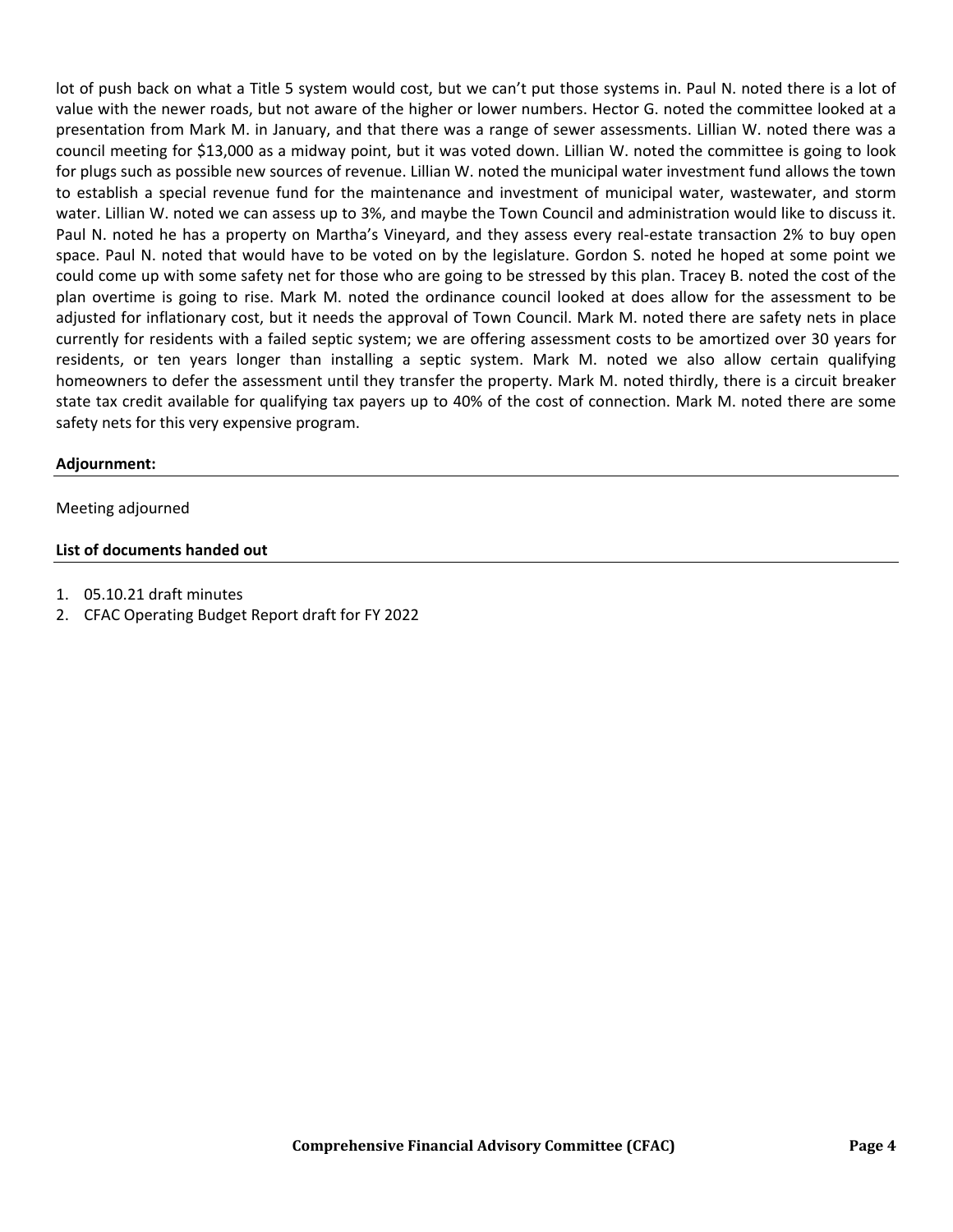lot of push back on what a Title 5 system would cost, but we can't put those systems in. Paul N. noted there is a lot of value with the newer roads, but not aware of the higher or lower numbers. Hector G. noted the committee looked at a presentation from Mark M. in January, and that there was a range of sewer assessments. Lillian W. noted there was a council meeting for $13,000 as a midway point, but it was voted down. Lillian W. noted the committee is going to look for plugs such as possible new sources of revenue. Lillian W. noted the municipal water investment fund allows the town to establish a special revenue fund for the maintenance and investment of municipal water, wastewater, and storm water. Lillian W. noted we can assess up to 3%, and maybe the Town Council and administration would like to discuss it. Paul N. noted he has a property on Martha's Vineyard, and they assess every real-estate transaction 2% to buy open space. Paul N. noted that would have to be voted on by the legislature. Gordon S. noted he hoped at some point we could come up with some safety net for those who are going to be stressed by this plan. Tracey B. noted the cost of the plan overtime is going to rise. Mark M. noted the ordinance council looked at does allow for the assessment to be adjusted for inflationary cost, but it needs the approval of Town Council. Mark M. noted there are safety nets in place currently for residents with a failed septic system; we are offering assessment costs to be amortized over 30 years for residents, or ten years longer than installing a septic system. Mark M. noted we also allow certain qualifying homeowners to defer the assessment until they transfer the property. Mark M. noted thirdly, there is a circuit breaker state tax credit available for qualifying tax payers up to 40% of the cost of connection. Mark M. noted there are some safety nets for this very expensive program.

**Adjournment:**

Meeting adjourned

**List of documents handed out**

1. 05.10.21 draft minutes
2. CFAC Operating Budget Report draft for FY 2022